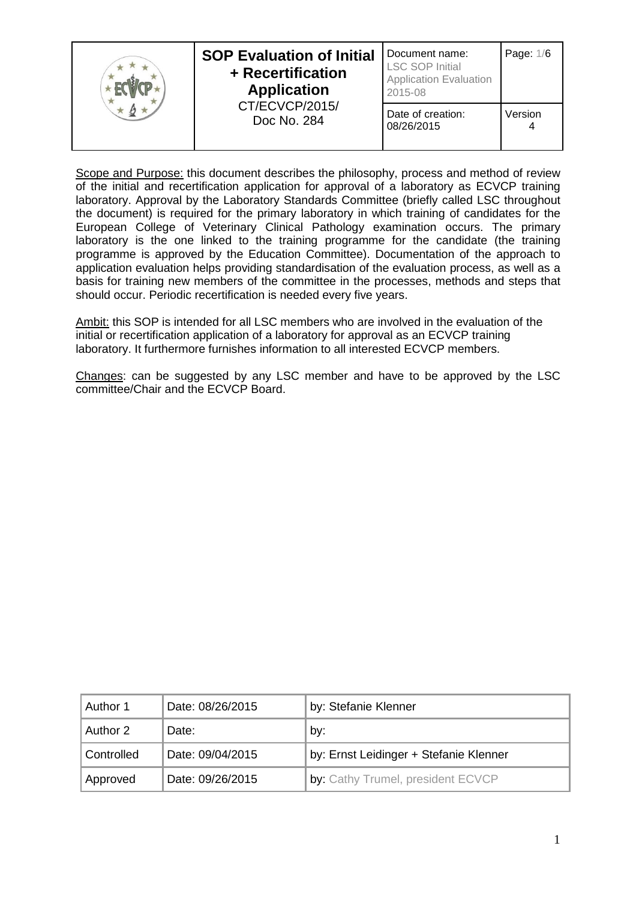| | **SOP Evaluation of Initial + Recertification Application** CT/ECVCP/2015/ Doc No. 284 | Document name: LSC SOP Initial Application Evaluation 2015-08 | Page: 1/6 |
|---|---|---|---|
| | | Date of creation: 08/26/2015 | Version 4 |

Scope and Purpose: this document describes the philosophy, process and method of review of the initial and recertification application for approval of a laboratory as ECVCP training laboratory. Approval by the Laboratory Standards Committee (briefly called LSC throughout the document) is required for the primary laboratory in which training of candidates for the European College of Veterinary Clinical Pathology examination occurs. The primary laboratory is the one linked to the training programme for the candidate (the training programme is approved by the Education Committee). Documentation of the approach to application evaluation helps providing standardisation of the evaluation process, as well as a basis for training new members of the committee in the processes, methods and steps that should occur. Periodic recertification is needed every five years.

Ambit: this SOP is intended for all LSC members who are involved in the evaluation of the initial or recertification application of a laboratory for approval as an ECVCP training laboratory. It furthermore furnishes information to all interested ECVCP members.

Changes: can be suggested by any LSC member and have to be approved by the LSC committee/Chair and the ECVCP Board.

| | | |
|---|---|---|
| Author 1 | Date: 08/26/2015 | by: Stefanie Klenner |
| Author 2 | Date: | by: |
| Controlled | Date: 09/04/2015 | by: Ernst Leidinger + Stefanie Klenner |
| Approved | Date: 09/26/2015 | by: Cathy Trumel, president ECVCP |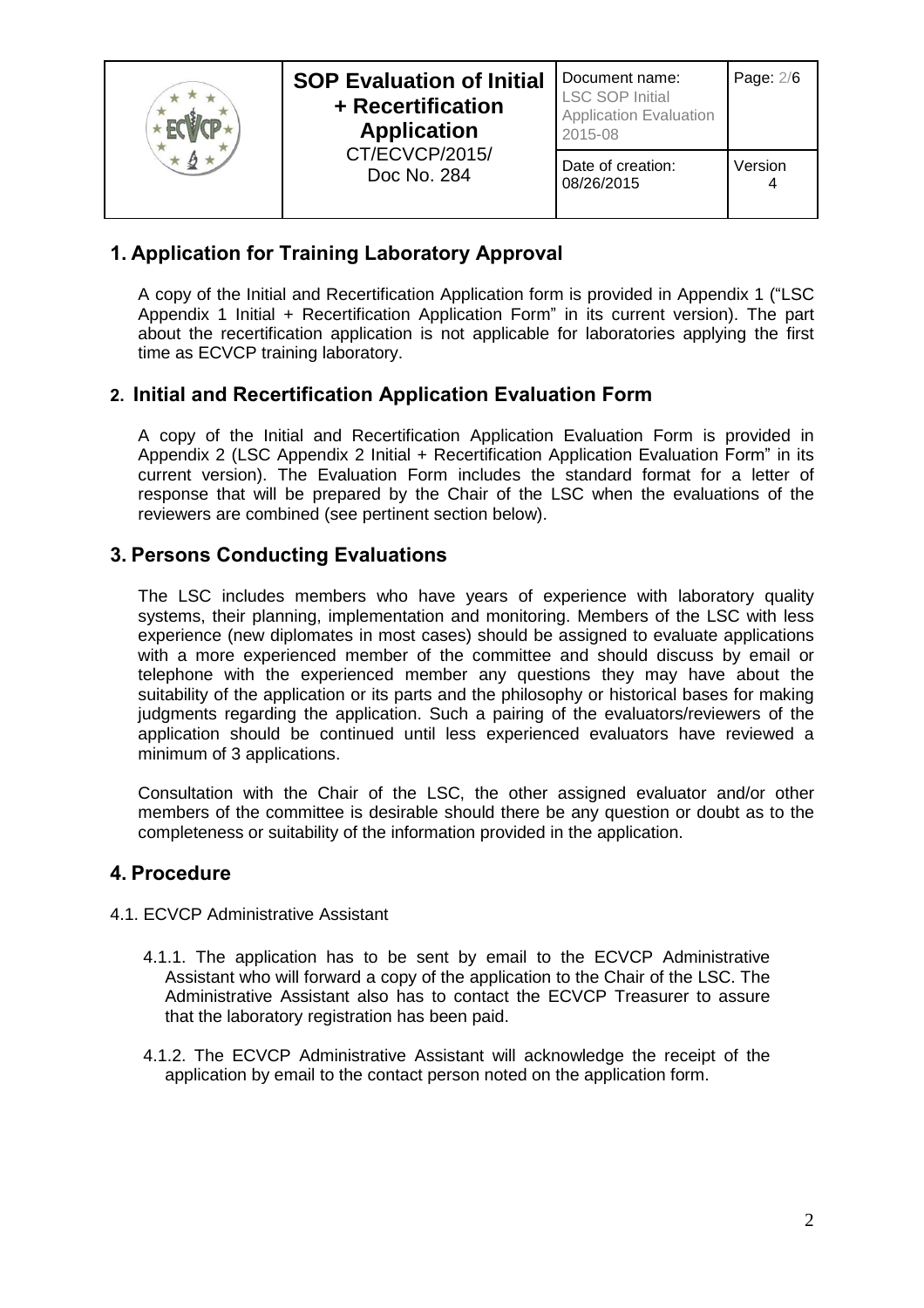## 1. Application for Training Laboratory Approval

A copy of the Initial and Recertification Application form is provided in Appendix 1 ("LSC Appendix 1 Initial + Recertification Application Form" in its current version). The part about the recertification application is not applicable for laboratories applying the first time as ECVCP training laboratory.

## 2. Initial and Recertification Application Evaluation Form

A copy of the Initial and Recertification Application Evaluation Form is provided in Appendix 2 (LSC Appendix 2 Initial + Recertification Application Evaluation Form" in its current version). The Evaluation Form includes the standard format for a letter of response that will be prepared by the Chair of the LSC when the evaluations of the reviewers are combined (see pertinent section below).

## 3. Persons Conducting Evaluations

The LSC includes members who have years of experience with laboratory quality systems, their planning, implementation and monitoring. Members of the LSC with less experience (new diplomates in most cases) should be assigned to evaluate applications with a more experienced member of the committee and should discuss by email or telephone with the experienced member any questions they may have about the suitability of the application or its parts and the philosophy or historical bases for making judgments regarding the application. Such a pairing of the evaluators/reviewers of the application should be continued until less experienced evaluators have reviewed a minimum of 3 applications.

Consultation with the Chair of the LSC, the other assigned evaluator and/or other members of the committee is desirable should there be any question or doubt as to the completeness or suitability of the information provided in the application.

## 4. Procedure

4.1. ECVCP Administrative Assistant

4.1.1. The application has to be sent by email to the ECVCP Administrative Assistant who will forward a copy of the application to the Chair of the LSC. The Administrative Assistant also has to contact the ECVCP Treasurer to assure that the laboratory registration has been paid.

4.1.2. The ECVCP Administrative Assistant will acknowledge the receipt of the application by email to the contact person noted on the application form.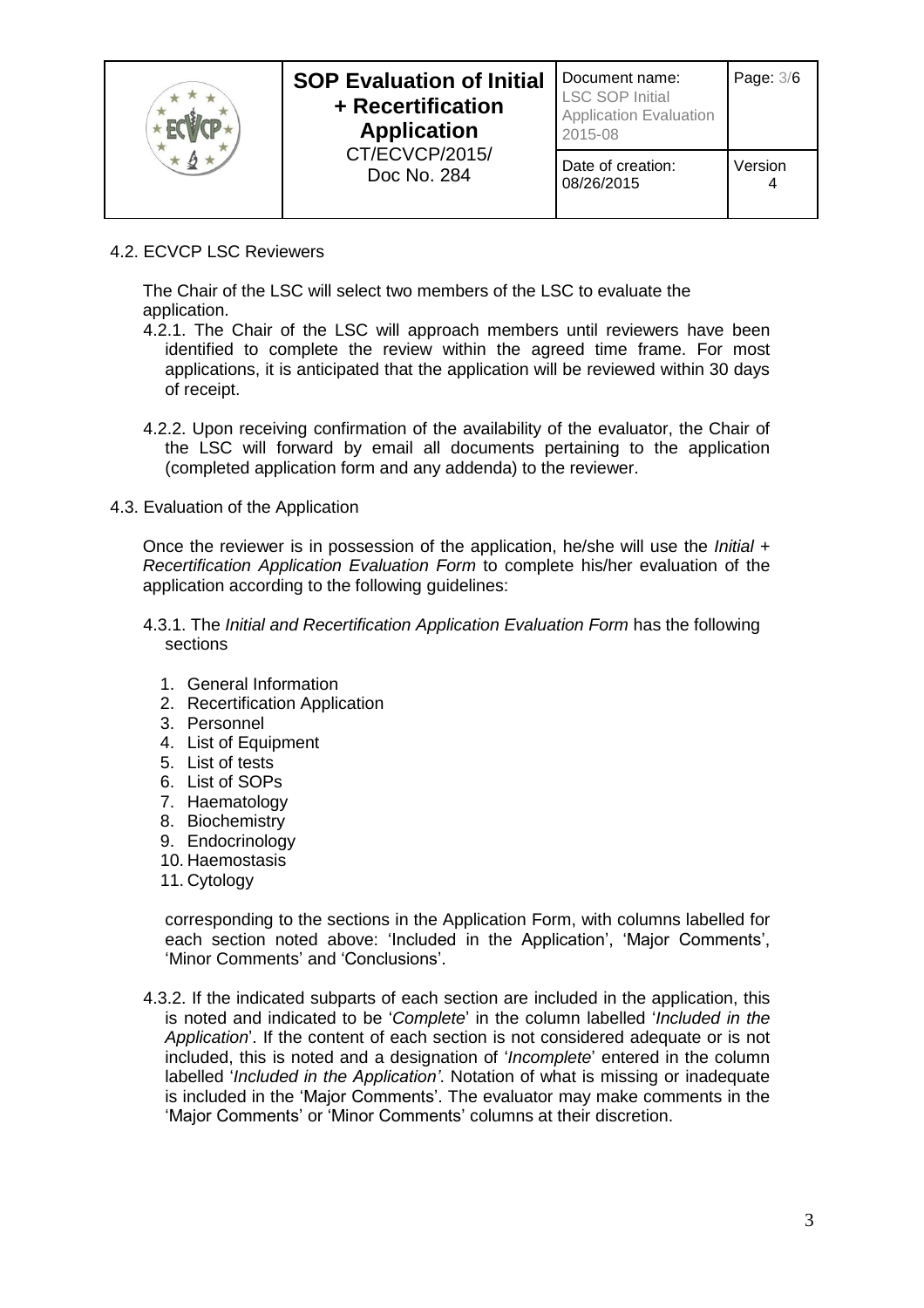4.2. ECVCP LSC Reviewers

The Chair of the LSC will select two members of the LSC to evaluate the application.

4.2.1. The Chair of the LSC will approach members until reviewers have been identified to complete the review within the agreed time frame. For most applications, it is anticipated that the application will be reviewed within 30 days of receipt.

4.2.2. Upon receiving confirmation of the availability of the evaluator, the Chair of the LSC will forward by email all documents pertaining to the application (completed application form and any addenda) to the reviewer.

4.3. Evaluation of the Application

Once the reviewer is in possession of the application, he/she will use the *Initial + Recertification Application Evaluation Form* to complete his/her evaluation of the application according to the following guidelines:

4.3.1. The *Initial and Recertification Application Evaluation Form* has the following sections

1. General Information
2. Recertification Application
3. Personnel
4. List of Equipment
5. List of tests
6. List of SOPs
7. Haematology
8. Biochemistry
9. Endocrinology
10. Haemostasis
11. Cytology

corresponding to the sections in the Application Form, with columns labelled for each section noted above: 'Included in the Application', 'Major Comments', 'Minor Comments' and 'Conclusions'.

4.3.2. If the indicated subparts of each section are included in the application, this is noted and indicated to be '*Complete*' in the column labelled '*Included in the Application*'. If the content of each section is not considered adequate or is not included, this is noted and a designation of '*Incomplete*' entered in the column labelled '*Included in the Application'*. Notation of what is missing or inadequate is included in the 'Major Comments'. The evaluator may make comments in the 'Major Comments' or 'Minor Comments' columns at their discretion.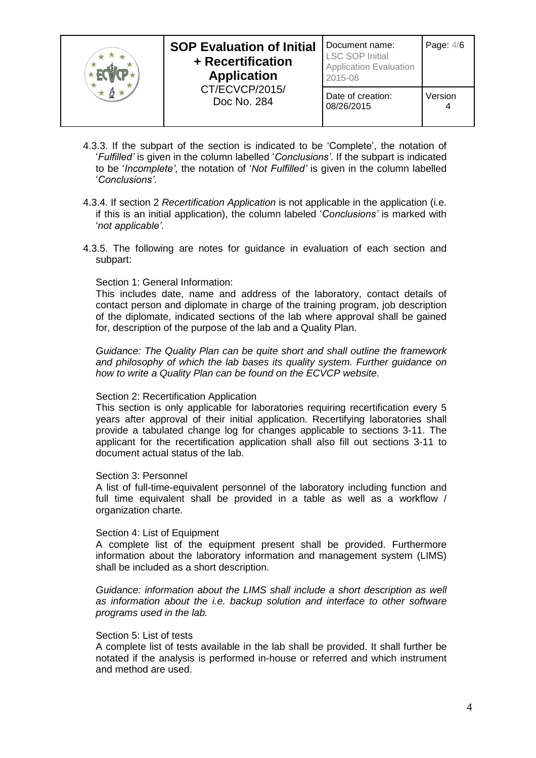4.3.3. If the subpart of the section is indicated to be 'Complete', the notation of '*Fulfilled'* is given in the column labelled '*Conclusions'*. If the subpart is indicated to be '*Incomplete'*, the notation of '*Not Fulfilled'* is given in the column labelled '*Conclusions'*.

4.3.4. If section 2 *Recertification Application* is not applicable in the application (i.e. if this is an initial application), the column labeled '*Conclusions'* is marked with '*not applicable'*.

4.3.5. The following are notes for guidance in evaluation of each section and subpart:

Section 1: General Information:
This includes date, name and address of the laboratory, contact details of contact person and diplomate in charge of the training program, job description of the diplomate, indicated sections of the lab where approval shall be gained for, description of the purpose of the lab and a Quality Plan.

*Guidance: The Quality Plan can be quite short and shall outline the framework and philosophy of which the lab bases its quality system. Further guidance on how to write a Quality Plan can be found on the ECVCP website.*

Section 2: Recertification Application
This section is only applicable for laboratories requiring recertification every 5 years after approval of their initial application. Recertifying laboratories shall provide a tabulated change log for changes applicable to sections 3-11. The applicant for the recertification application shall also fill out sections 3-11 to document actual status of the lab.

Section 3: Personnel
A list of full-time-equivalent personnel of the laboratory including function and full time equivalent shall be provided in a table as well as a workflow / organization charte.

Section 4: List of Equipment
A complete list of the equipment present shall be provided. Furthermore information about the laboratory information and management system (LIMS) shall be included as a short description.

*Guidance: information about the LIMS shall include a short description as well as information about the i.e. backup solution and interface to other software programs used in the lab.*

Section 5: List of tests
A complete list of tests available in the lab shall be provided. It shall further be notated if the analysis is performed in-house or referred and which instrument and method are used.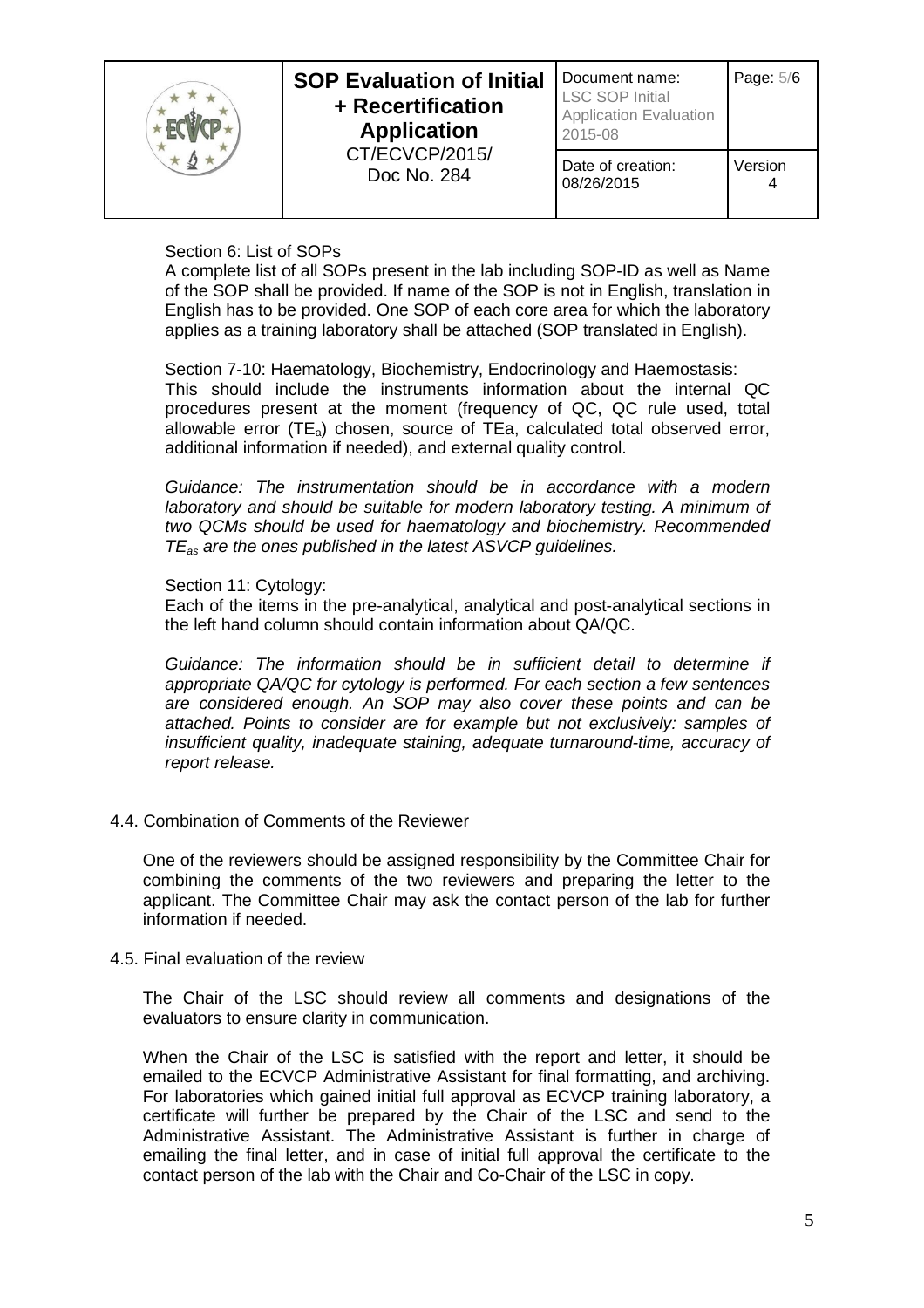Section 6: List of SOPs

A complete list of all SOPs present in the lab including SOP-ID as well as Name of the SOP shall be provided. If name of the SOP is not in English, translation in English has to be provided. One SOP of each core area for which the laboratory applies as a training laboratory shall be attached (SOP translated in English).

Section 7-10: Haematology, Biochemistry, Endocrinology and Haemostasis:

This should include the instruments information about the internal QC procedures present at the moment (frequency of QC, QC rule used, total allowable error ($TE_a$) chosen, source of TEa, calculated total observed error, additional information if needed), and external quality control.

*Guidance: The instrumentation should be in accordance with a modern laboratory and should be suitable for modern laboratory testing. A minimum of two QCMs should be used for haematology and biochemistry. Recommended $TE_{as}$ are the ones published in the latest ASVCP guidelines.*

Section 11: Cytology:

Each of the items in the pre-analytical, analytical and post-analytical sections in the left hand column should contain information about QA/QC.

*Guidance: The information should be in sufficient detail to determine if appropriate QA/QC for cytology is performed. For each section a few sentences are considered enough. An SOP may also cover these points and can be attached. Points to consider are for example but not exclusively: samples of insufficient quality, inadequate staining, adequate turnaround-time, accuracy of report release.*

### 4.4. Combination of Comments of the Reviewer

One of the reviewers should be assigned responsibility by the Committee Chair for combining the comments of the two reviewers and preparing the letter to the applicant. The Committee Chair may ask the contact person of the lab for further information if needed.

### 4.5. Final evaluation of the review

The Chair of the LSC should review all comments and designations of the evaluators to ensure clarity in communication.

When the Chair of the LSC is satisfied with the report and letter, it should be emailed to the ECVCP Administrative Assistant for final formatting, and archiving. For laboratories which gained initial full approval as ECVCP training laboratory, a certificate will further be prepared by the Chair of the LSC and send to the Administrative Assistant. The Administrative Assistant is further in charge of emailing the final letter, and in case of initial full approval the certificate to the contact person of the lab with the Chair and Co-Chair of the LSC in copy.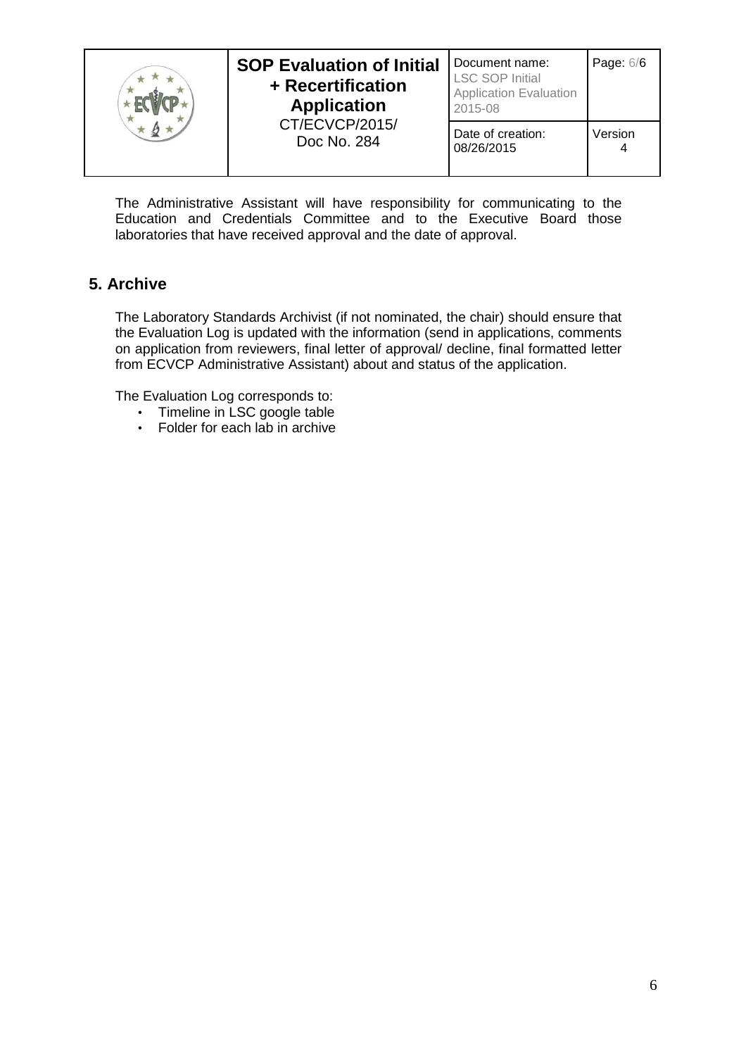The Administrative Assistant will have responsibility for communicating to the Education and Credentials Committee and to the Executive Board those laboratories that have received approval and the date of approval.

## 5. Archive

The Laboratory Standards Archivist (if not nominated, the chair) should ensure that the Evaluation Log is updated with the information (send in applications, comments on application from reviewers, final letter of approval/ decline, final formatted letter from ECVCP Administrative Assistant) about and status of the application.

The Evaluation Log corresponds to:

- Timeline in LSC google table
- Folder for each lab in archive